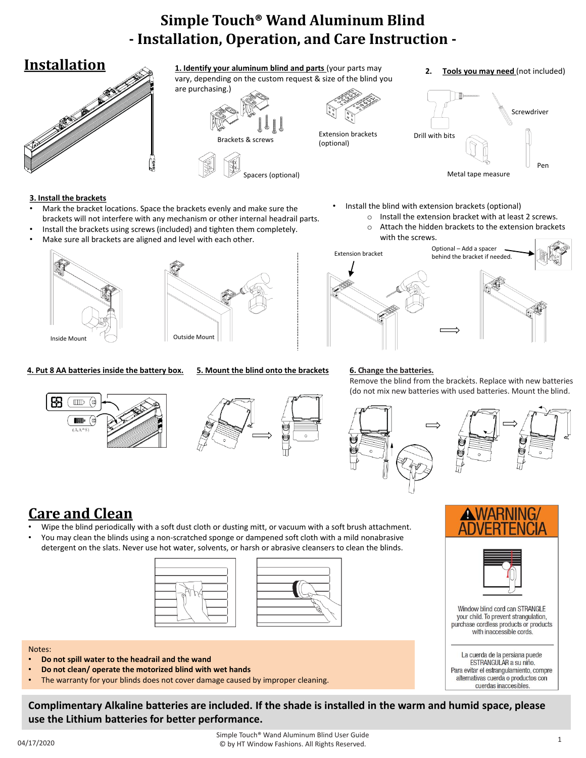# Simple Touch® Wand Aluminum Blind
## - Installation, Operation, and Care Instruction -

## Installation

**1. Identify your aluminum blind and parts** (your parts may vary, depending on the custom request & size of the blind you are purchasing.)

Brackets & screws

Extension brackets (optional)

Spacers (optional)

**2. Tools you may need** (not included)

Drill with bits

Screwdriver

Metal tape measure

Pen

**3. Install the brackets**

- Mark the bracket locations. Space the brackets evenly and make sure the brackets will not interfere with any mechanism or other internal headrail parts.
- Install the brackets using screws (included) and tighten them completely.
- Make sure all brackets are aligned and level with each other.

Inside Mount

Outside Mount

- Install the blind with extension brackets (optional)
  - Install the extension bracket with at least 2 screws.
  - Attach the hidden brackets to the extension brackets with the screws.

Extension bracket

Optional – Add a spacer behind the bracket if needed.

**4. Put 8 AA batteries inside the battery box.**

(AA*8)

**5. Mount the blind onto the brackets**

**6. Change the batteries.**

Remove the blind from the brackets. Replace with new batteries (do not mix new batteries with used batteries. Mount the blind.

## Care and Clean

- Wipe the blind periodically with a soft dust cloth or dusting mitt, or vacuum with a soft brush attachment.
- You may clean the blinds using a non-scratched sponge or dampened soft cloth with a mild nonabrasive detergent on the slats. Never use hot water, solvents, or harsh or abrasive cleansers to clean the blinds.

Notes:

- **Do not spill water to the headrail and the wand**
- **Do not clean/ operate the motorized blind with wet hands**
- The warranty for your blinds does not cover damage caused by improper cleaning.

**WARNING/ ADVERTENCIA**

Window blind cord can STRANGLE your child. To prevent strangulation, purchase cordless products or products with inaccessible cords.

La cuerda de la persiana puede ESTRANGULAR a su niño. Para evitar el estrangulamiento, compre alternativas cuerda o productos con cuerdas inaccesibles.

**Complimentary Alkaline batteries are included. If the shade is installed in the warm and humid space, please use the Lithium batteries for better performance.**

04/17/2020

Simple Touch® Wand Aluminum Blind User Guide
© by HT Window Fashions. All Rights Reserved.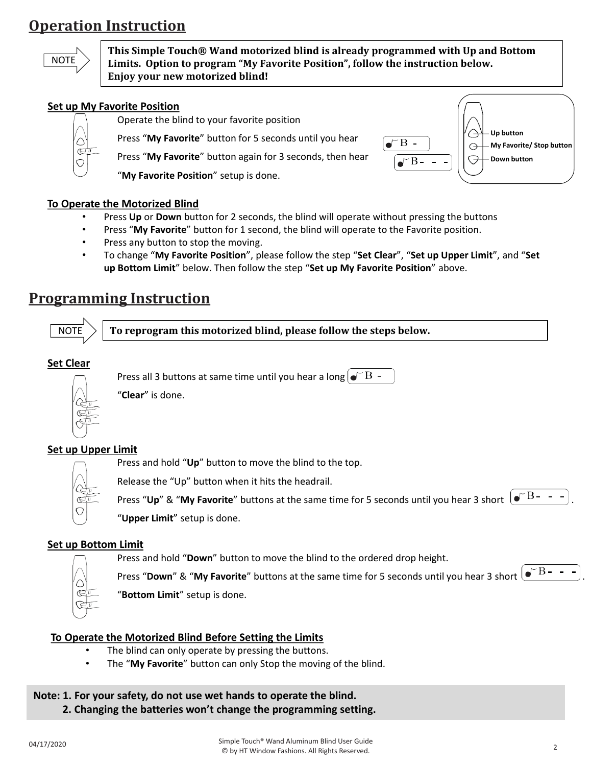## Operation Instruction

NOTE

**This Simple Touch® Wand motorized blind is already programmed with Up and Bottom Limits. Option to program "My Favorite Position", follow the instruction below. Enjoy your new motorized blind!**

### Set up My Favorite Position

Operate the blind to your favorite position

Press "**My Favorite**" button for 5 seconds until you hear B -

Press "**My Favorite**" button again for 3 seconds, then hear B - - -

"**My Favorite Position**" setup is done.

Up button

My Favorite/ Stop button

Down button

### To Operate the Motorized Blind

- Press **Up** or **Down** button for 2 seconds, the blind will operate without pressing the buttons
- Press "**My Favorite**" button for 1 second, the blind will operate to the Favorite position.
- Press any button to stop the moving.
- To change "**My Favorite Position**", please follow the step "**Set Clear**", "**Set up Upper Limit**", and "**Set up Bottom Limit**" below. Then follow the step "**Set up My Favorite Position**" above.

## Programming Instruction

NOTE

**To reprogram this motorized blind, please follow the steps below.**

### Set Clear

Press all 3 buttons at same time until you hear a long B -

"**Clear**" is done.

### Set up Upper Limit

Press and hold "**Up**" button to move the blind to the top.

Release the "Up" button when it hits the headrail.

Press "**Up**" & "**My Favorite**" buttons at the same time for 5 seconds until you hear 3 short B - - - .

"**Upper Limit**" setup is done.

### Set up Bottom Limit

Press and hold "**Down**" button to move the blind to the ordered drop height.

Press "**Down**" & "**My Favorite**" buttons at the same time for 5 seconds until you hear 3 short B - - - .

"**Bottom Limit**" setup is done.

### To Operate the Motorized Blind Before Setting the Limits

- The blind can only operate by pressing the buttons.
- The "**My Favorite**" button can only Stop the moving of the blind.

**Note: 1. For your safety, do not use wet hands to operate the blind.**
**2. Changing the batteries won't change the programming setting.**

04/17/2020

Simple Touch® Wand Aluminum Blind User Guide
© by HT Window Fashions. All Rights Reserved.